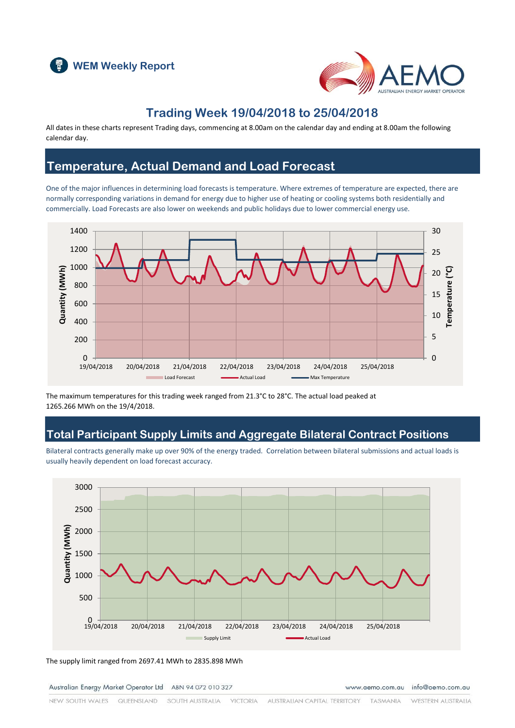# WEM Weekly Report

## Trading Week 19/04/2018 to 25/04/2018

All dates in these charts represent Trading days, commencing at 8.00am on the calendar day and ending at 8.00am the following calendar day.

## Temperature, Actual Demand and Load Forecast

One of the major influences in determining load forecasts is temperature. Where extremes of temperature are expected, there are normally corresponding variations in demand for energy due to higher use of heating or cooling systems both residentially and commercially. Load Forecasts are also lower on weekends and public holidays due to lower commercial energy use.

Quantity (MWh)
1400
1200
1000
800
600
400
200
0
Temperature (°C)
30
25
20
15
10
5
0
19/04/2018 20/04/2018 21/04/2018 22/04/2018 23/04/2018 24/04/2018 25/04/2018
Load Forecast
Actual Load
Max Temperature

The maximum temperatures for this trading week ranged from 21.3°C to 28°C. The actual load peaked at 1265.266 MWh on the 19/4/2018.

## Total Participant Supply Limits and Aggregate Bilateral Contract Positions

Bilateral contracts generally make up over 90% of the energy traded. Correlation between bilateral submissions and actual loads is usually heavily dependent on load forecast accuracy.

Quantity (MWh)
3000
2500
2000
1500
1000
500
0
19/04/2018 20/04/2018 21/04/2018 22/04/2018 23/04/2018 24/04/2018 25/04/2018
Supply Limit
Actual Load

The supply limit ranged from 2697.41 MWh to 2835.898 MWh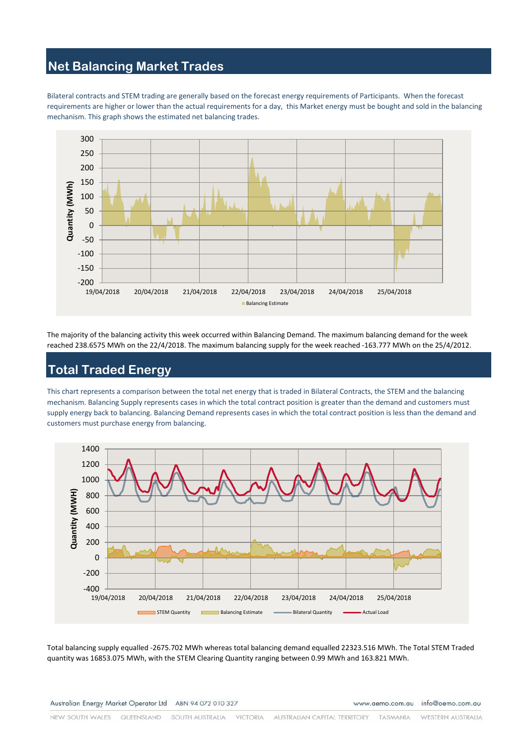## Net Balancing Market Trades

Bilateral contracts and STEM trading are generally based on the forecast energy requirements of Participants. When the forecast requirements are higher or lower than the actual requirements for a day, this Market energy must be bought and sold in the balancing mechanism. This graph shows the estimated net balancing trades.

Quantity (MWh)
300
250
200
150
100
50
0
-50
-100
-150
-200
19/04/2018
20/04/2018
21/04/2018
22/04/2018
23/04/2018
24/04/2018
25/04/2018
Balancing Estimate

The majority of the balancing activity this week occurred within Balancing Demand. The maximum balancing demand for the week reached 238.6575 MWh on the 22/4/2018. The maximum balancing supply for the week reached -163.777 MWh on the 25/4/2012.

## Total Traded Energy

This chart represents a comparison between the total net energy that is traded in Bilateral Contracts, the STEM and the balancing mechanism. Balancing Supply represents cases in which the total contract position is greater than the demand and customers must supply energy back to balancing. Balancing Demand represents cases in which the total contract position is less than the demand and customers must purchase energy from balancing.

Quantity (MWH)
1400
1200
1000
800
600
400
200
0
-200
-400
19/04/2018
20/04/2018
21/04/2018
22/04/2018
23/04/2018
24/04/2018
25/04/2018
STEM Quantity
Balancing Estimate
Bilateral Quantity
Actual Load

Total balancing supply equalled -2675.702 MWh whereas total balancing demand equalled 22323.516 MWh. The Total STEM Traded quantity was 16853.075 MWh, with the STEM Clearing Quantity ranging between 0.99 MWh and 163.821 MWh.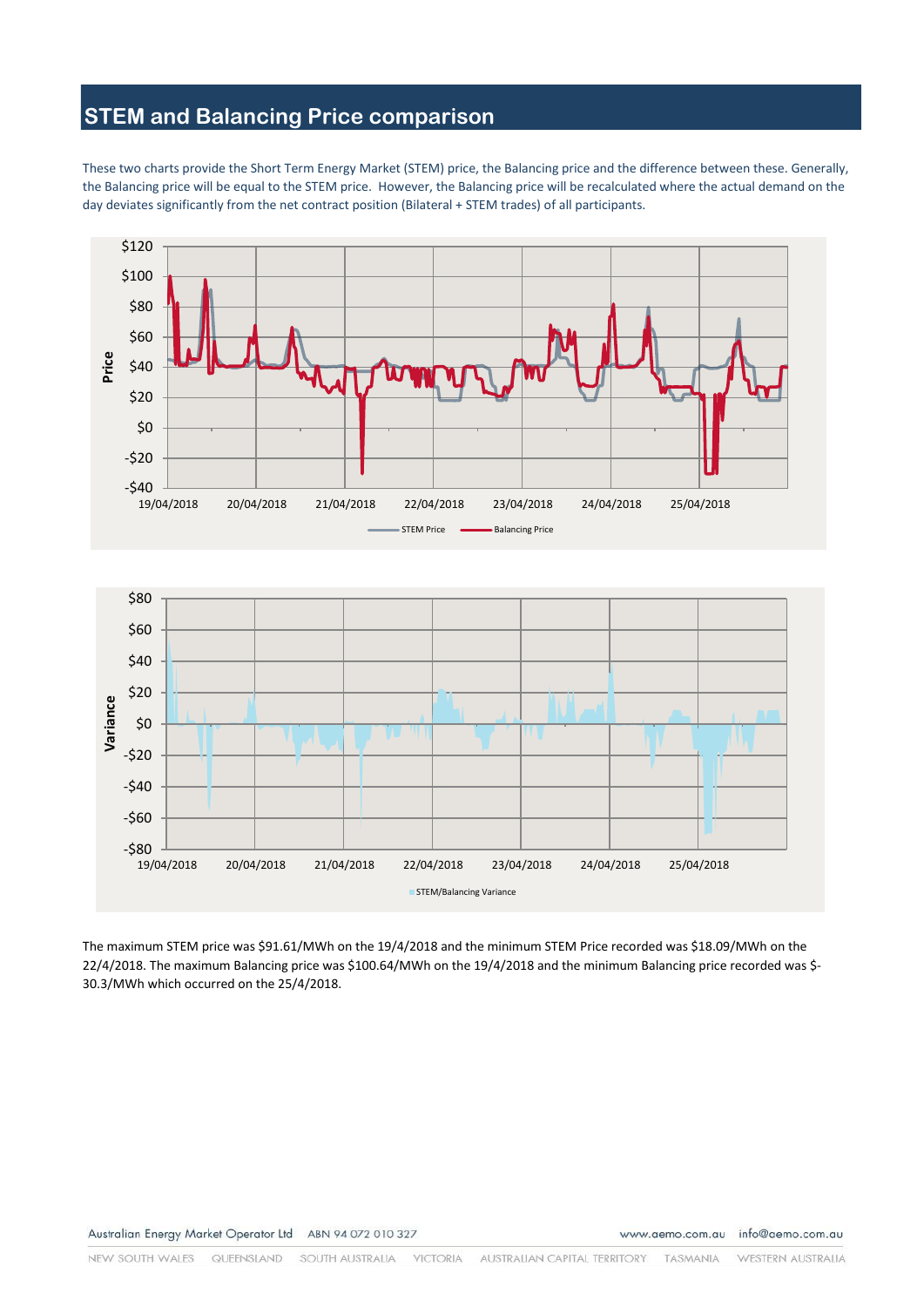## STEM and Balancing Price comparison

These two charts provide the Short Term Energy Market (STEM) price, the Balancing price and the difference between these. Generally, the Balancing price will be equal to the STEM price. However, the Balancing price will be recalculated where the actual demand on the day deviates significantly from the net contract position (Bilateral + STEM trades) of all participants.

Price

$120
$100
$80
$60
$40
$20
$0
-$20
-$40

19/04/2018 20/04/2018 21/04/2018 22/04/2018 23/04/2018 24/04/2018 25/04/2018

STEM Price
Balancing Price

Variance

$80
$60
$40
$20
$0
-$20
-$40
-$60
-$80

19/04/2018 20/04/2018 21/04/2018 22/04/2018 23/04/2018 24/04/2018 25/04/2018

STEM/Balancing Variance

The maximum STEM price was $91.61/MWh on the 19/4/2018 and the minimum STEM Price recorded was $18.09/MWh on the 22/4/2018. The maximum Balancing price was $100.64/MWh on the 19/4/2018 and the minimum Balancing price recorded was $-30.3/MWh which occurred on the 25/4/2018.